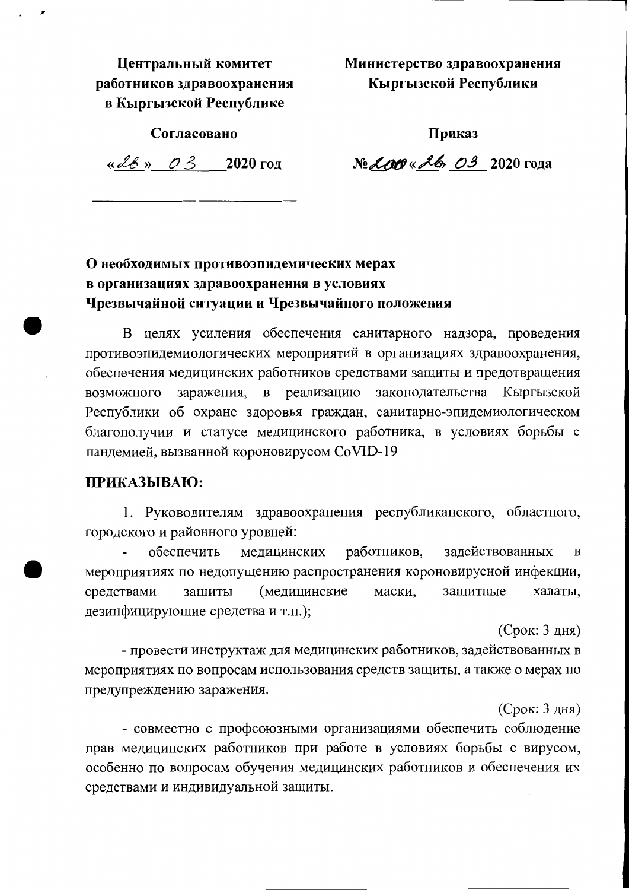| **Центральный комитет работников здравоохранения в Кыргызской Республике** | **Министерство здравоохранения Кыргызской Республики** |
| --- | --- |
| **Согласовано** | **Приказ** |
| «28» 03 **2020 год** | №200 «26» 03 **2020 года** |

## О необходимых противоэпидемических мерах в организациях здравоохранения в условиях Чрезвычайной ситуации и Чрезвычайного положения

В целях усиления обеспечения санитарного надзора, проведения противоэпидемиологических мероприятий в организациях здравоохранения, обеспечения медицинских работников средствами защиты и предотвращения возможного заражения, в реализацию законодательства Кыргызской Республики об охране здоровья граждан, санитарно-эпидемиологическом благополучии и статусе медицинского работника, в условиях борьбы с пандемией, вызванной короновирусом CoVID-19

**ПРИКАЗЫВАЮ:**

1. Руководителям здравоохранения республиканского, областного, городского и районного уровней:

- обеспечить медицинских работников, задействованных в мероприятиях по недопущению распространения короновирусной инфекции, средствами защиты (медицинские маски, защитные халаты, дезинфицирующие средства и т.п.);

(Срок: 3 дня)

- провести инструктаж для медицинских работников, задействованных в мероприятиях по вопросам использования средств защиты, а также о мерах по предупреждению заражения.

(Срок: 3 дня)

- совместно с профсоюзными организациями обеспечить соблюдение прав медицинских работников при работе в условиях борьбы с вирусом, особенно по вопросам обучения медицинских работников и обеспечения их средствами и индивидуальной защиты.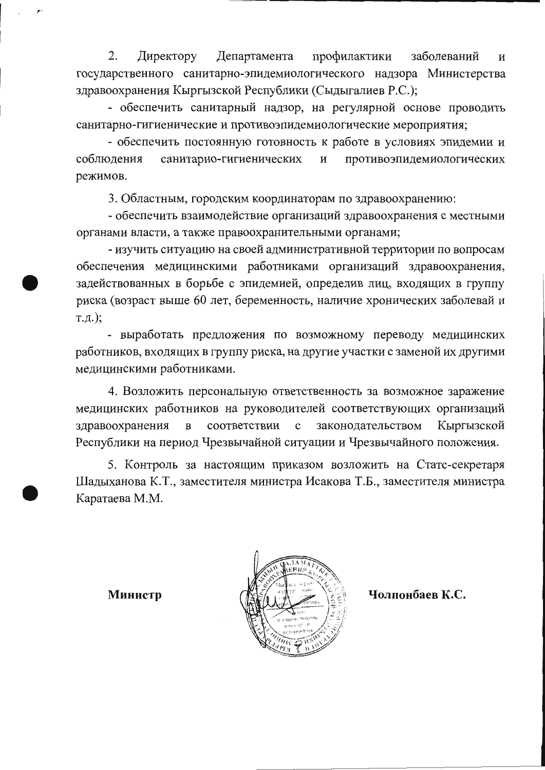2. Директору Департамента профилактики заболеваний и государственного санитарно-эпидемиологического надзора Министерства здравоохранения Кыргызской Республики (Сыдыгалиев Р.С.);

- обеспечить санитарный надзор, на регулярной основе проводить санитарно-гигиенические и противоэпидемиологические мероприятия;
- обеспечить постоянную готовность к работе в условиях эпидемии и соблюдения санитарно-гигиенических и противоэпидемиологических режимов.

3. Областным, городским координаторам по здравоохранению:

- обеспечить взаимодействие организаций здравоохранения с местными органами власти, а также правоохранительными органами;
- изучить ситуацию на своей административной территории по вопросам обеспечения медицинскими работниками организаций здравоохранения, задействованных в борьбе с эпидемией, определив лиц, входящих в группу риска (возраст выше 60 лет, беременность, наличие хронических заболевай и т.д.);
- выработать предложения по возможному переводу медицинских работников, входящих в группу риска, на другие участки с заменой их другими медицинскими работниками.

4. Возложить персональную ответственность за возможное заражение медицинских работников на руководителей соответствующих организаций здравоохранения в соответствии с законодательством Кыргызской Республики на период Чрезвычайной ситуации и Чрезвычайного положения.

5. Контроль за настоящим приказом возложить на Статс-секретаря Шадыханова К.Т., заместителя министра Исакова Т.Б., заместителя министра Каратаева М.М.

**Министр** **Чолпонбаев К.С.**